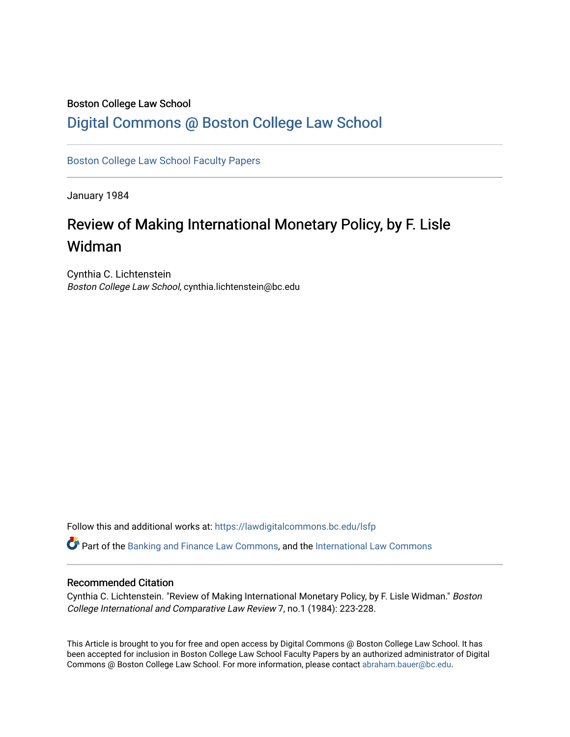Boston College Law School

# Digital Commons @ Boston College Law School

Boston College Law School Faculty Papers

January 1984

## Review of Making International Monetary Policy, by F. Lisle Widman

Cynthia C. Lichtenstein
*Boston College Law School*, cynthia.lichtenstein@bc.edu

Follow this and additional works at: https://lawdigitalcommons.bc.edu/lsfp

Part of the Banking and Finance Law Commons, and the International Law Commons

### Recommended Citation

Cynthia C. Lichtenstein. "Review of Making International Monetary Policy, by F. Lisle Widman." *Boston College International and Comparative Law Review* 7, no.1 (1984): 223-228.

This Article is brought to you for free and open access by Digital Commons @ Boston College Law School. It has been accepted for inclusion in Boston College Law School Faculty Papers by an authorized administrator of Digital Commons @ Boston College Law School. For more information, please contact abraham.bauer@bc.edu.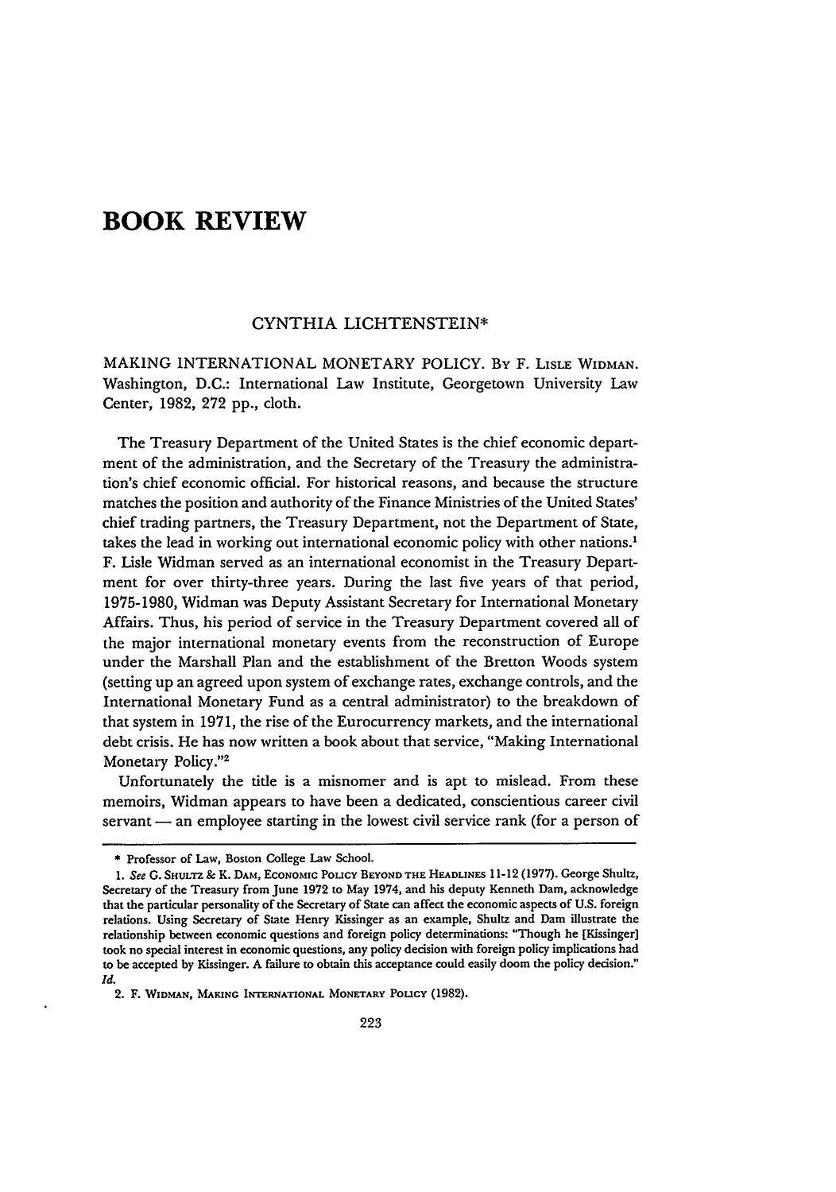# BOOK REVIEW

CYNTHIA LICHTENSTEIN*

MAKING INTERNATIONAL MONETARY POLICY. BY F. LISLE WIDMAN. Washington, D.C.: International Law Institute, Georgetown University Law Center, 1982, 272 pp., cloth.

The Treasury Department of the United States is the chief economic department of the administration, and the Secretary of the Treasury the administration's chief economic official. For historical reasons, and because the structure matches the position and authority of the Finance Ministries of the United States' chief trading partners, the Treasury Department, not the Department of State, takes the lead in working out international economic policy with other nations.[1] F. Lisle Widman served as an international economist in the Treasury Department for over thirty-three years. During the last five years of that period, 1975-1980, Widman was Deputy Assistant Secretary for International Monetary Affairs. Thus, his period of service in the Treasury Department covered all of the major international monetary events from the reconstruction of Europe under the Marshall Plan and the establishment of the Bretton Woods system (setting up an agreed upon system of exchange rates, exchange controls, and the International Monetary Fund as a central administrator) to the breakdown of that system in 1971, the rise of the Eurocurrency markets, and the international debt crisis. He has now written a book about that service, "Making International Monetary Policy."[2]

Unfortunately the title is a misnomer and is apt to mislead. From these memoirs, Widman appears to have been a dedicated, conscientious career civil servant — an employee starting in the lowest civil service rank (for a person of

---

\* Professor of Law, Boston College Law School.

1. *See* G. SHULTZ & K. DAM, ECONOMIC POLICY BEYOND THE HEADLINES 11-12 (1977). George Shultz, Secretary of the Treasury from June 1972 to May 1974, and his deputy Kenneth Dam, acknowledge that the particular personality of the Secretary of State can affect the economic aspects of U.S. foreign relations. Using Secretary of State Henry Kissinger as an example, Shultz and Dam illustrate the relationship between economic questions and foreign policy determinations: "Though he [Kissinger] took no special interest in economic questions, any policy decision with foreign policy implications had to be accepted by Kissinger. A failure to obtain this acceptance could easily doom the policy decision." *Id.*

2. F. WIDMAN, MAKING INTERNATIONAL MONETARY POLICY (1982).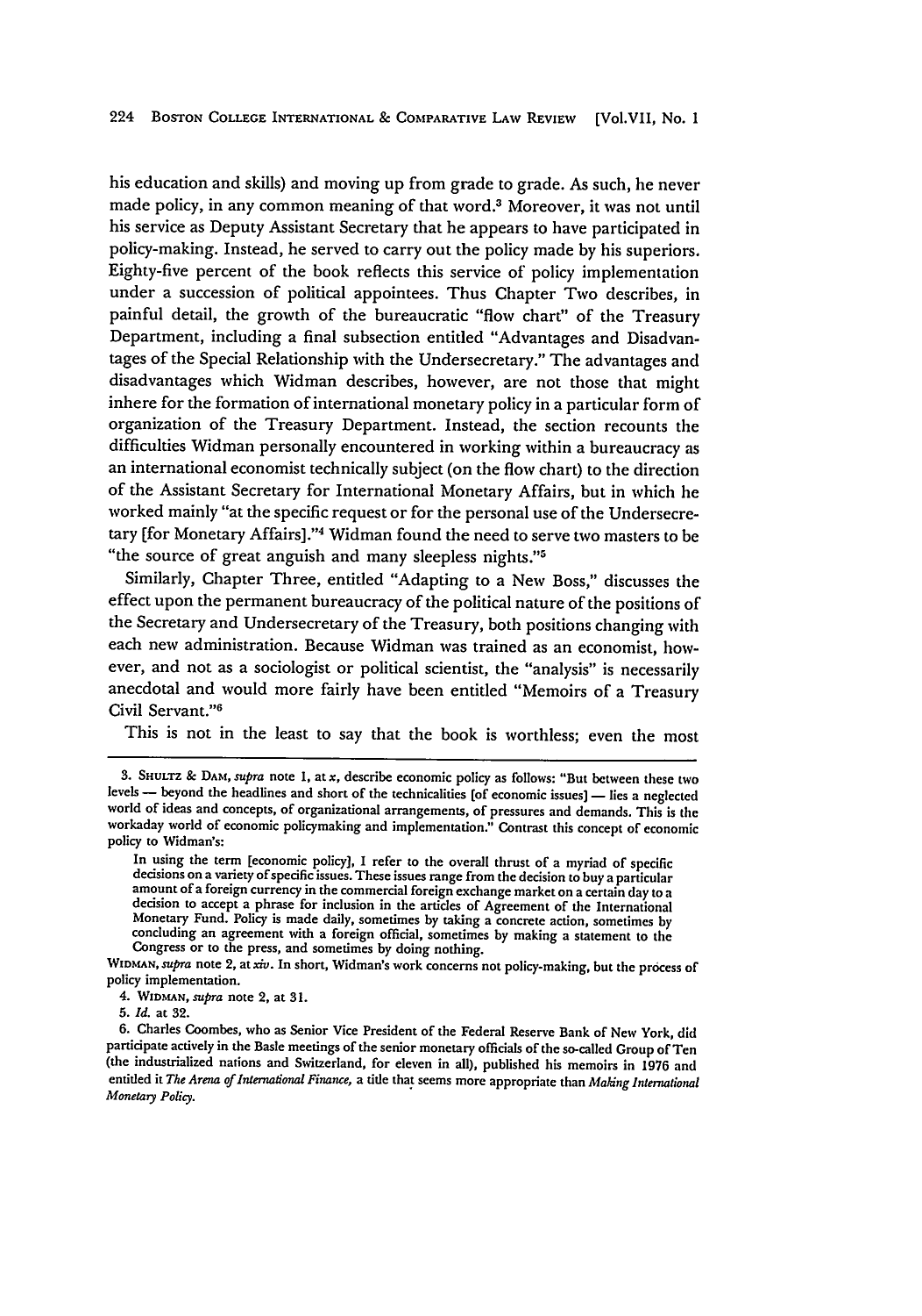his education and skills) and moving up from grade to grade. As such, he never made policy, in any common meaning of that word.[3] Moreover, it was not until his service as Deputy Assistant Secretary that he appears to have participated in policy-making. Instead, he served to carry out the policy made by his superiors. Eighty-five percent of the book reflects this service of policy implementation under a succession of political appointees. Thus Chapter Two describes, in painful detail, the growth of the bureaucratic "flow chart" of the Treasury Department, including a final subsection entitled "Advantages and Disadvantages of the Special Relationship with the Undersecretary." The advantages and disadvantages which Widman describes, however, are not those that might inhere for the formation of international monetary policy in a particular form of organization of the Treasury Department. Instead, the section recounts the difficulties Widman personally encountered in working within a bureaucracy as an international economist technically subject (on the flow chart) to the direction of the Assistant Secretary for International Monetary Affairs, but in which he worked mainly "at the specific request or for the personal use of the Undersecretary [for Monetary Affairs]."[4] Widman found the need to serve two masters to be "the source of great anguish and many sleepless nights."[5]

Similarly, Chapter Three, entitled "Adapting to a New Boss," discusses the effect upon the permanent bureaucracy of the political nature of the positions of the Secretary and Undersecretary of the Treasury, both positions changing with each new administration. Because Widman was trained as an economist, however, and not as a sociologist or political scientist, the "analysis" is necessarily anecdotal and would more fairly have been entitled "Memoirs of a Treasury Civil Servant."[6]

This is not in the least to say that the book is worthless; even the most

---

3. Shultz & Dam, *supra* note 1, at *x*, describe economic policy as follows: "But between these two levels — beyond the headlines and short of the technicalities [of economic issues] — lies a neglected world of ideas and concepts, of organizational arrangements, of pressures and demands. This is the workaday world of economic policymaking and implementation." Contrast this concept of economic policy to Widman's:

> In using the term [economic policy], I refer to the overall thrust of a myriad of specific decisions on a variety of specific issues. These issues range from the decision to buy a particular amount of a foreign currency in the commercial foreign exchange market on a certain day to a decision to accept a phrase for inclusion in the articles of Agreement of the International Monetary Fund. Policy is made daily, sometimes by taking a concrete action, sometimes by concluding an agreement with a foreign official, sometimes by making a statement to the Congress or to the press, and sometimes by doing nothing.

Widman, *supra* note 2, at *xiv*. In short, Widman's work concerns not policy-making, but the process of policy implementation.

4. Widman, *supra* note 2, at 31.

5. *Id.* at 32.

6. Charles Coombes, who as Senior Vice President of the Federal Reserve Bank of New York, did participate actively in the Basle meetings of the senior monetary officials of the so-called Group of Ten (the industrialized nations and Switzerland, for eleven in all), published his memoirs in 1976 and entitled it *The Arena of International Finance*, a title that seems more appropriate than *Making International Monetary Policy*.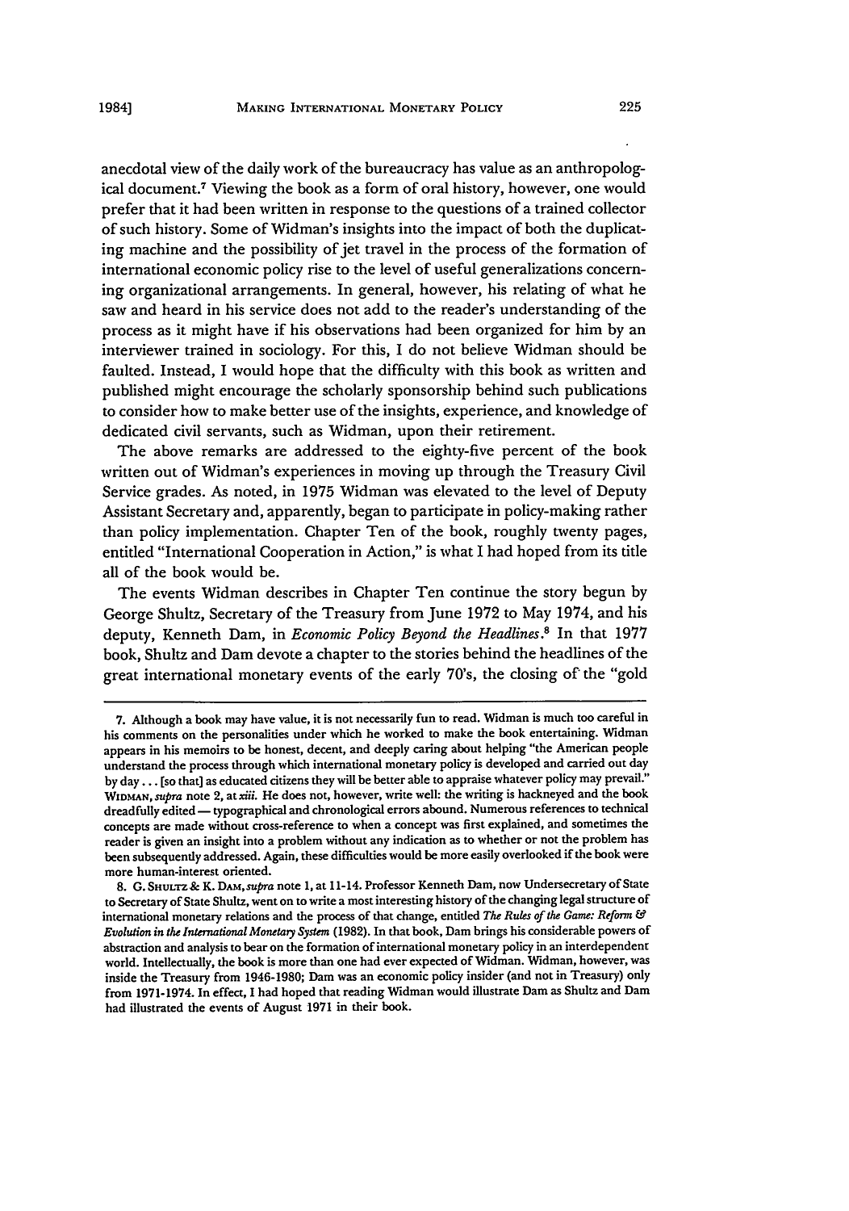anecdotal view of the daily work of the bureaucracy has value as an anthropological document.[7] Viewing the book as a form of oral history, however, one would prefer that it had been written in response to the questions of a trained collector of such history. Some of Widman's insights into the impact of both the duplicating machine and the possibility of jet travel in the process of the formation of international economic policy rise to the level of useful generalizations concerning organizational arrangements. In general, however, his relating of what he saw and heard in his service does not add to the reader's understanding of the process as it might have if his observations had been organized for him by an interviewer trained in sociology. For this, I do not believe Widman should be faulted. Instead, I would hope that the difficulty with this book as written and published might encourage the scholarly sponsorship behind such publications to consider how to make better use of the insights, experience, and knowledge of dedicated civil servants, such as Widman, upon their retirement.

The above remarks are addressed to the eighty-five percent of the book written out of Widman's experiences in moving up through the Treasury Civil Service grades. As noted, in 1975 Widman was elevated to the level of Deputy Assistant Secretary and, apparently, began to participate in policy-making rather than policy implementation. Chapter Ten of the book, roughly twenty pages, entitled "International Cooperation in Action," is what I had hoped from its title all of the book would be.

The events Widman describes in Chapter Ten continue the story begun by George Shultz, Secretary of the Treasury from June 1972 to May 1974, and his deputy, Kenneth Dam, in *Economic Policy Beyond the Headlines*.[8] In that 1977 book, Shultz and Dam devote a chapter to the stories behind the headlines of the great international monetary events of the early 70's, the closing of the "gold

---

7. Although a book may have value, it is not necessarily fun to read. Widman is much too careful in his comments on the personalities under which he worked to make the book entertaining. Widman appears in his memoirs to be honest, decent, and deeply caring about helping "the American people understand the process through which international monetary policy is developed and carried out day by day . . . [so that] as educated citizens they will be better able to appraise whatever policy may prevail." WIDMAN, *supra* note 2, at *xiii*. He does not, however, write well: the writing is hackneyed and the book dreadfully edited — typographical and chronological errors abound. Numerous references to technical concepts are made without cross-reference to when a concept was first explained, and sometimes the reader is given an insight into a problem without any indication as to whether or not the problem has been subsequently addressed. Again, these difficulties would be more easily overlooked if the book were more human-interest oriented.

8. G. SHULTZ & K. DAM, *supra* note 1, at 11-14. Professor Kenneth Dam, now Undersecretary of State to Secretary of State Shultz, went on to write a most interesting history of the changing legal structure of international monetary relations and the process of that change, entitled *The Rules of the Game: Reform & Evolution in the International Monetary System* (1982). In that book, Dam brings his considerable powers of abstraction and analysis to bear on the formation of international monetary policy in an interdependent world. Intellectually, the book is more than one had ever expected of Widman. Widman, however, was inside the Treasury from 1946-1980; Dam was an economic policy insider (and not in Treasury) only from 1971-1974. In effect, I had hoped that reading Widman would illustrate Dam as Shultz and Dam had illustrated the events of August 1971 in their book.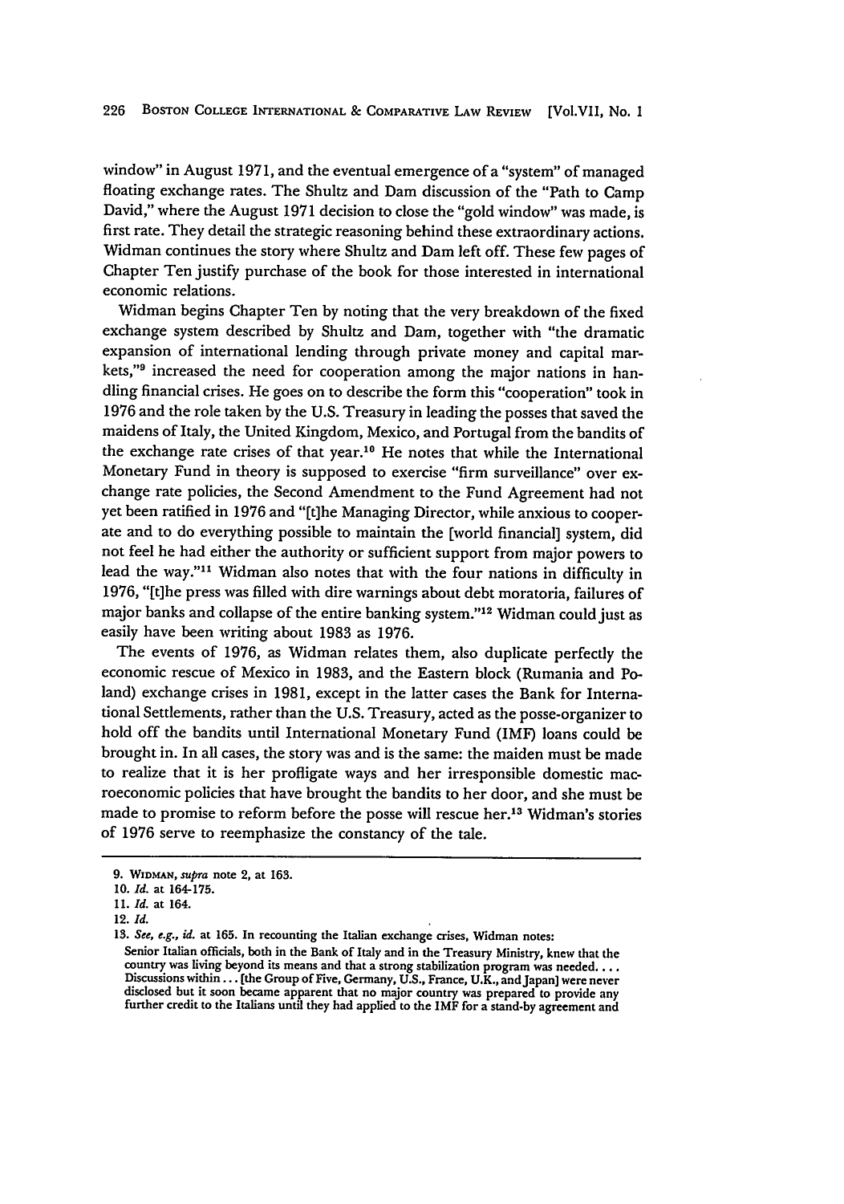window" in August 1971, and the eventual emergence of a "system" of managed floating exchange rates. The Shultz and Dam discussion of the "Path to Camp David," where the August 1971 decision to close the "gold window" was made, is first rate. They detail the strategic reasoning behind these extraordinary actions. Widman continues the story where Shultz and Dam left off. These few pages of Chapter Ten justify purchase of the book for those interested in international economic relations.

Widman begins Chapter Ten by noting that the very breakdown of the fixed exchange system described by Shultz and Dam, together with "the dramatic expansion of international lending through private money and capital markets,"[9] increased the need for cooperation among the major nations in handling financial crises. He goes on to describe the form this "cooperation" took in 1976 and the role taken by the U.S. Treasury in leading the posses that saved the maidens of Italy, the United Kingdom, Mexico, and Portugal from the bandits of the exchange rate crises of that year.[10] He notes that while the International Monetary Fund in theory is supposed to exercise "firm surveillance" over exchange rate policies, the Second Amendment to the Fund Agreement had not yet been ratified in 1976 and "[t]he Managing Director, while anxious to cooperate and to do everything possible to maintain the [world financial] system, did not feel he had either the authority or sufficient support from major powers to lead the way."[11] Widman also notes that with the four nations in difficulty in 1976, "[t]he press was filled with dire warnings about debt moratoria, failures of major banks and collapse of the entire banking system."[12] Widman could just as easily have been writing about 1983 as 1976.

The events of 1976, as Widman relates them, also duplicate perfectly the economic rescue of Mexico in 1983, and the Eastern block (Rumania and Poland) exchange crises in 1981, except in the latter cases the Bank for International Settlements, rather than the U.S. Treasury, acted as the posse-organizer to hold off the bandits until International Monetary Fund (IMF) loans could be brought in. In all cases, the story was and is the same: the maiden must be made to realize that it is her profligate ways and her irresponsible domestic macroeconomic policies that have brought the bandits to her door, and she must be made to promise to reform before the posse will rescue her.[13] Widman's stories of 1976 serve to reemphasize the constancy of the tale.

---

9. WIDMAN, *supra* note 2, at 163.

10. *Id.* at 164-175.

11. *Id.* at 164.

12. *Id.*

13. *See, e.g., id.* at 165. In recounting the Italian exchange crises, Widman notes:

Senior Italian officials, both in the Bank of Italy and in the Treasury Ministry, knew that the country was living beyond its means and that a strong stabilization program was needed. . . . Discussions within . . . [the Group of Five, Germany, U.S., France, U.K., and Japan] were never disclosed but it soon became apparent that no major country was prepared to provide any further credit to the Italians until they had applied to the IMF for a stand-by agreement and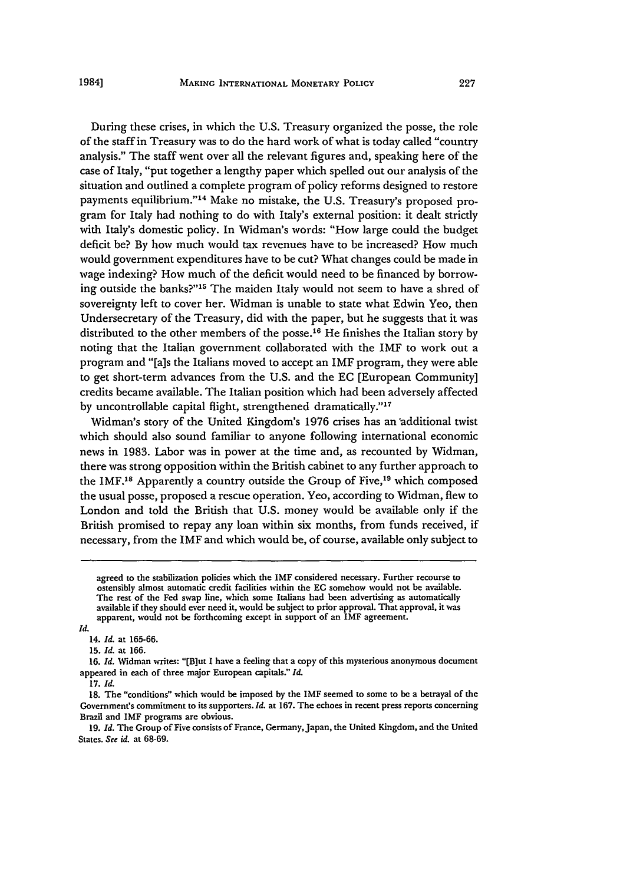During these crises, in which the U.S. Treasury organized the posse, the role of the staff in Treasury was to do the hard work of what is today called "country analysis." The staff went over all the relevant figures and, speaking here of the case of Italy, "put together a lengthy paper which spelled out our analysis of the situation and outlined a complete program of policy reforms designed to restore payments equilibrium."[14] Make no mistake, the U.S. Treasury's proposed program for Italy had nothing to do with Italy's external position: it dealt strictly with Italy's domestic policy. In Widman's words: "How large could the budget deficit be? By how much would tax revenues have to be increased? How much would government expenditures have to be cut? What changes could be made in wage indexing? How much of the deficit would need to be financed by borrowing outside the banks?"[15] The maiden Italy would not seem to have a shred of sovereignty left to cover her. Widman is unable to state what Edwin Yeo, then Undersecretary of the Treasury, did with the paper, but he suggests that it was distributed to the other members of the posse.[16] He finishes the Italian story by noting that the Italian government collaborated with the IMF to work out a program and "[a]s the Italians moved to accept an IMF program, they were able to get short-term advances from the U.S. and the EC [European Community] credits became available. The Italian position which had been adversely affected by uncontrollable capital flight, strengthened dramatically."[17]

Widman's story of the United Kingdom's 1976 crises has an additional twist which should also sound familiar to anyone following international economic news in 1983. Labor was in power at the time and, as recounted by Widman, there was strong opposition within the British cabinet to any further approach to the IMF.[18] Apparently a country outside the Group of Five,[19] which composed the usual posse, proposed a rescue operation. Yeo, according to Widman, flew to London and told the British that U.S. money would be available only if the British promised to repay any loan within six months, from funds received, if necessary, from the IMF and which would be, of course, available only subject to

---

agreed to the stabilization policies which the IMF considered necessary. Further recourse to ostensibly almost automatic credit facilities within the EC somehow would not be available. The rest of the Fed swap line, which some Italians had been advertising as automatically available if they should ever need it, would be subject to prior approval. That approval, it was apparent, would not be forthcoming except in support of an IMF agreement.

*Id.*

14. *Id.* at 165-66.

15. *Id.* at 166.

16. *Id.* Widman writes: "[B]ut I have a feeling that a copy of this mysterious anonymous document appeared in each of three major European capitals." *Id.*

17. *Id.*

18. The "conditions" which would be imposed by the IMF seemed to some to be a betrayal of the Government's commitment to its supporters. *Id.* at 167. The echoes in recent press reports concerning Brazil and IMF programs are obvious.

19. *Id.* The Group of Five consists of France, Germany, Japan, the United Kingdom, and the United States. *See id.* at 68-69.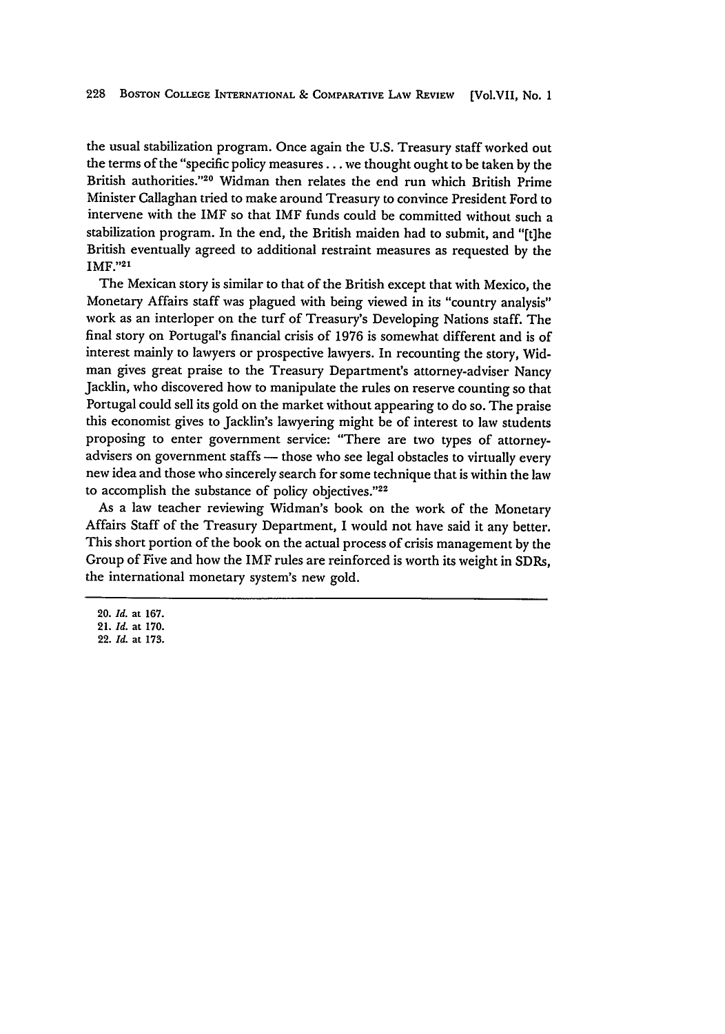the usual stabilization program. Once again the U.S. Treasury staff worked out the terms of the "specific policy measures . . . we thought ought to be taken by the British authorities."[20] Widman then relates the end run which British Prime Minister Callaghan tried to make around Treasury to convince President Ford to intervene with the IMF so that IMF funds could be committed without such a stabilization program. In the end, the British maiden had to submit, and "[t]he British eventually agreed to additional restraint measures as requested by the IMF."[21]

The Mexican story is similar to that of the British except that with Mexico, the Monetary Affairs staff was plagued with being viewed in its "country analysis" work as an interloper on the turf of Treasury's Developing Nations staff. The final story on Portugal's financial crisis of 1976 is somewhat different and is of interest mainly to lawyers or prospective lawyers. In recounting the story, Widman gives great praise to the Treasury Department's attorney-adviser Nancy Jacklin, who discovered how to manipulate the rules on reserve counting so that Portugal could sell its gold on the market without appearing to do so. The praise this economist gives to Jacklin's lawyering might be of interest to law students proposing to enter government service: "There are two types of attorney-advisers on government staffs — those who see legal obstacles to virtually every new idea and those who sincerely search for some technique that is within the law to accomplish the substance of policy objectives."[22]

As a law teacher reviewing Widman's book on the work of the Monetary Affairs Staff of the Treasury Department, I would not have said it any better. This short portion of the book on the actual process of crisis management by the Group of Five and how the IMF rules are reinforced is worth its weight in SDRs, the international monetary system's new gold.

---

20. *Id.* at 167.
21. *Id.* at 170.
22. *Id.* at 173.